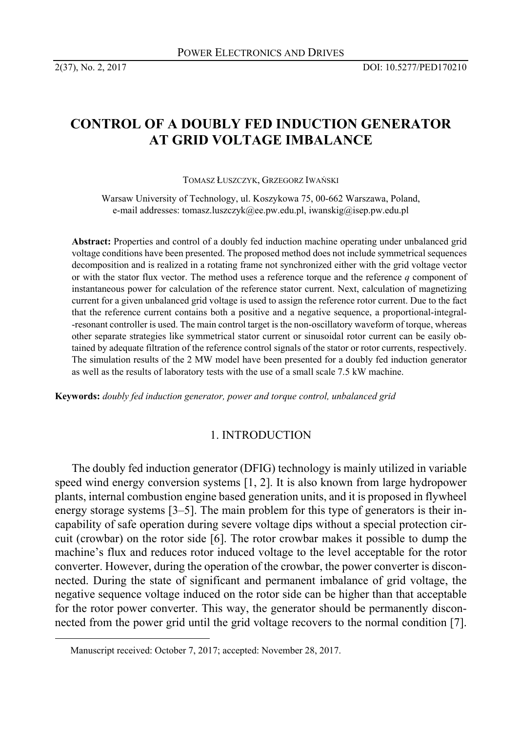# CONTROL OF A DOUBLY FED INDUCTION GENERATOR AT GRID VOLTAGE IMBALANCE

TOMASZ ŁUSZCZYK, GRZEGORZ IWAŃSKI

Warsaw University of Technology, ul. Koszykowa 75, 00-662 Warszawa, Poland,
e-mail addresses: tomasz.luszczyk@ee.pw.edu.pl, iwanskig@isep.pw.edu.pl

**Abstract:** Properties and control of a doubly fed induction machine operating under unbalanced grid voltage conditions have been presented. The proposed method does not include symmetrical sequences decomposition and is realized in a rotating frame not synchronized either with the grid voltage vector or with the stator flux vector. The method uses a reference torque and the reference *q* component of instantaneous power for calculation of the reference stator current. Next, calculation of magnetizing current for a given unbalanced grid voltage is used to assign the reference rotor current. Due to the fact that the reference current contains both a positive and a negative sequence, a proportional-integral--resonant controller is used. The main control target is the non-oscillatory waveform of torque, whereas other separate strategies like symmetrical stator current or sinusoidal rotor current can be easily obtained by adequate filtration of the reference control signals of the stator or rotor currents, respectively. The simulation results of the 2 MW model have been presented for a doubly fed induction generator as well as the results of laboratory tests with the use of a small scale 7.5 kW machine.

**Keywords:** *doubly fed induction generator, power and torque control, unbalanced grid*

## 1. INTRODUCTION

The doubly fed induction generator (DFIG) technology is mainly utilized in variable speed wind energy conversion systems [1, 2]. It is also known from large hydropower plants, internal combustion engine based generation units, and it is proposed in flywheel energy storage systems [3–5]. The main problem for this type of generators is their incapability of safe operation during severe voltage dips without a special protection circuit (crowbar) on the rotor side [6]. The rotor crowbar makes it possible to dump the machine's flux and reduces rotor induced voltage to the level acceptable for the rotor converter. However, during the operation of the crowbar, the power converter is disconnected. During the state of significant and permanent imbalance of grid voltage, the negative sequence voltage induced on the rotor side can be higher than that acceptable for the rotor power converter. This way, the generator should be permanently disconnected from the power grid until the grid voltage recovers to the normal condition [7].

Manuscript received: October 7, 2017; accepted: November 28, 2017.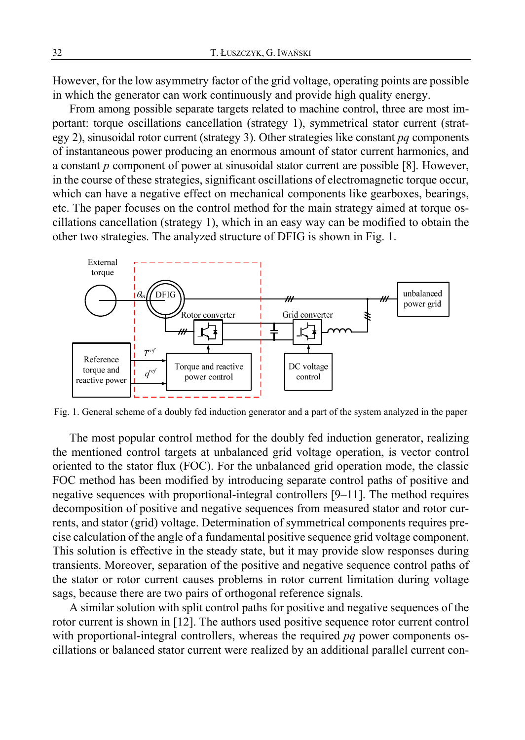However, for the low asymmetry factor of the grid voltage, operating points are possible in which the generator can work continuously and provide high quality energy.

From among possible separate targets related to machine control, three are most important: torque oscillations cancellation (strategy 1), symmetrical stator current (strategy 2), sinusoidal rotor current (strategy 3). Other strategies like constant *pq* components of instantaneous power producing an enormous amount of stator current harmonics, and a constant *p* component of power at sinusoidal stator current are possible [8]. However, in the course of these strategies, significant oscillations of electromagnetic torque occur, which can have a negative effect on mechanical components like gearboxes, bearings, etc. The paper focuses on the control method for the main strategy aimed at torque oscillations cancellation (strategy 1), which in an easy way can be modified to obtain the other two strategies. The analyzed structure of DFIG is shown in Fig. 1.

Fig. 1. General scheme of a doubly fed induction generator and a part of the system analyzed in the paper

The most popular control method for the doubly fed induction generator, realizing the mentioned control targets at unbalanced grid voltage operation, is vector control oriented to the stator flux (FOC). For the unbalanced grid operation mode, the classic FOC method has been modified by introducing separate control paths of positive and negative sequences with proportional-integral controllers [9–11]. The method requires decomposition of positive and negative sequences from measured stator and rotor currents, and stator (grid) voltage. Determination of symmetrical components requires precise calculation of the angle of a fundamental positive sequence grid voltage component. This solution is effective in the steady state, but it may provide slow responses during transients. Moreover, separation of the positive and negative sequence control paths of the stator or rotor current causes problems in rotor current limitation during voltage sags, because there are two pairs of orthogonal reference signals.

A similar solution with split control paths for positive and negative sequences of the rotor current is shown in [12]. The authors used positive sequence rotor current control with proportional-integral controllers, whereas the required *pq* power components oscillations or balanced stator current were realized by an additional parallel current con-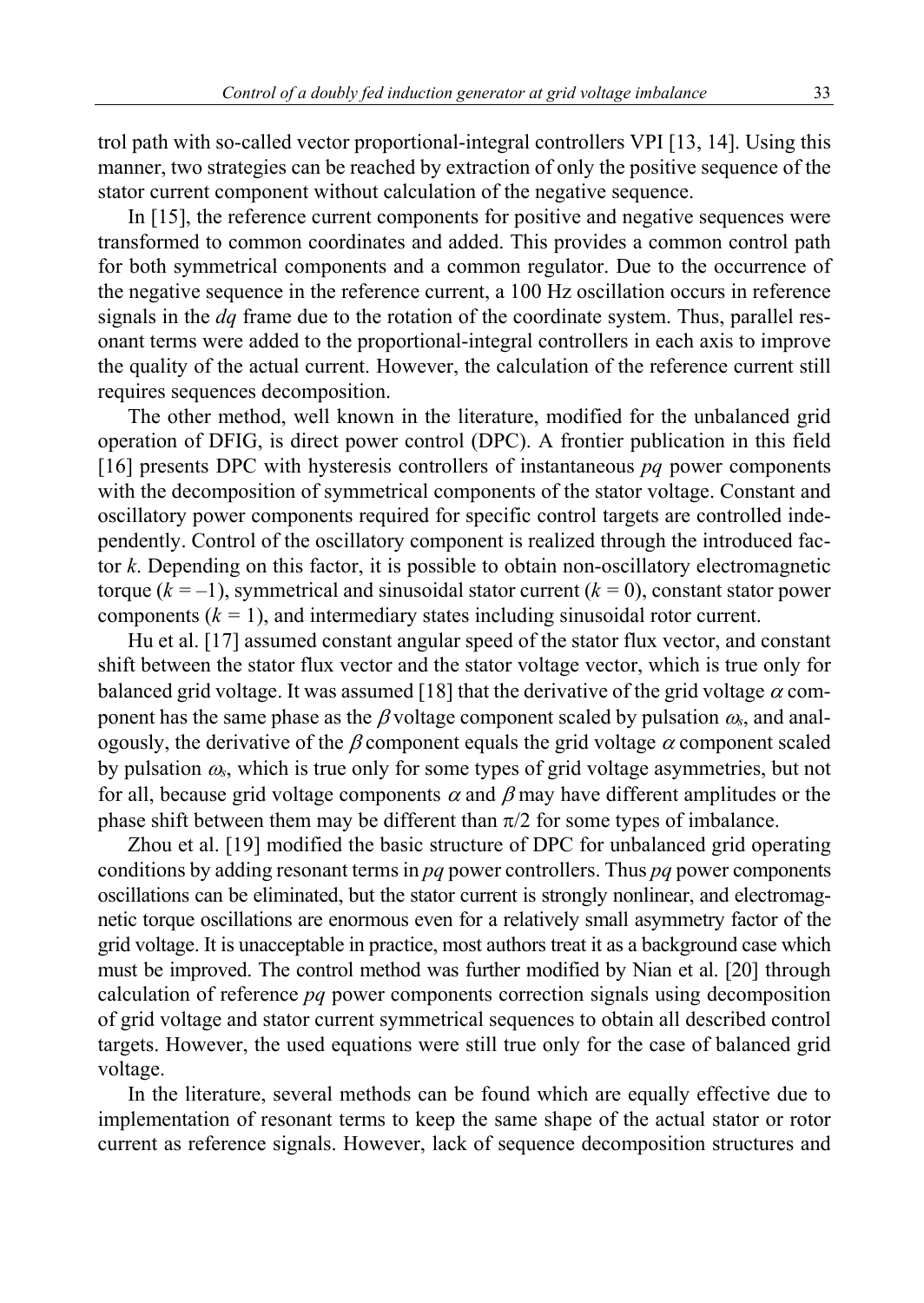trol path with so-called vector proportional-integral controllers VPI [13, 14]. Using this manner, two strategies can be reached by extraction of only the positive sequence of the stator current component without calculation of the negative sequence.

In [15], the reference current components for positive and negative sequences were transformed to common coordinates and added. This provides a common control path for both symmetrical components and a common regulator. Due to the occurrence of the negative sequence in the reference current, a 100 Hz oscillation occurs in reference signals in the *dq* frame due to the rotation of the coordinate system. Thus, parallel resonant terms were added to the proportional-integral controllers in each axis to improve the quality of the actual current. However, the calculation of the reference current still requires sequences decomposition.

The other method, well known in the literature, modified for the unbalanced grid operation of DFIG, is direct power control (DPC). A frontier publication in this field [16] presents DPC with hysteresis controllers of instantaneous *pq* power components with the decomposition of symmetrical components of the stator voltage. Constant and oscillatory power components required for specific control targets are controlled independently. Control of the oscillatory component is realized through the introduced factor $k$. Depending on this factor, it is possible to obtain non-oscillatory electromagnetic torque ($k = -1$), symmetrical and sinusoidal stator current ($k = 0$), constant stator power components ($k = 1$), and intermediary states including sinusoidal rotor current.

Hu et al. [17] assumed constant angular speed of the stator flux vector, and constant shift between the stator flux vector and the stator voltage vector, which is true only for balanced grid voltage. It was assumed [18] that the derivative of the grid voltage $\alpha$ component has the same phase as the $\beta$ voltage component scaled by pulsation $\omega_s$, and analogously, the derivative of the $\beta$ component equals the grid voltage $\alpha$ component scaled by pulsation $\omega_s$, which is true only for some types of grid voltage asymmetries, but not for all, because grid voltage components $\alpha$ and $\beta$ may have different amplitudes or the phase shift between them may be different than $\pi/2$ for some types of imbalance.

Zhou et al. [19] modified the basic structure of DPC for unbalanced grid operating conditions by adding resonant terms in *pq* power controllers. Thus *pq* power components oscillations can be eliminated, but the stator current is strongly nonlinear, and electromagnetic torque oscillations are enormous even for a relatively small asymmetry factor of the grid voltage. It is unacceptable in practice, most authors treat it as a background case which must be improved. The control method was further modified by Nian et al. [20] through calculation of reference *pq* power components correction signals using decomposition of grid voltage and stator current symmetrical sequences to obtain all described control targets. However, the used equations were still true only for the case of balanced grid voltage.

In the literature, several methods can be found which are equally effective due to implementation of resonant terms to keep the same shape of the actual stator or rotor current as reference signals. However, lack of sequence decomposition structures and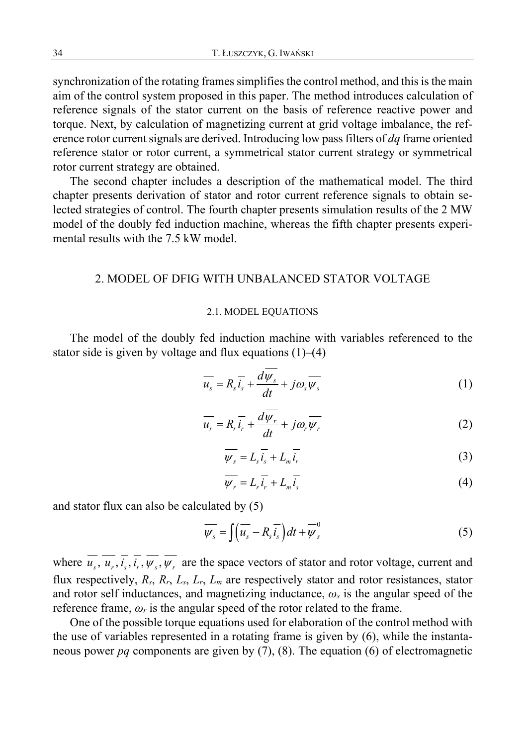synchronization of the rotating frames simplifies the control method, and this is the main aim of the control system proposed in this paper. The method introduces calculation of reference signals of the stator current on the basis of reference reactive power and torque. Next, by calculation of magnetizing current at grid voltage imbalance, the reference rotor current signals are derived. Introducing low pass filters of *dq* frame oriented reference stator or rotor current, a symmetrical stator current strategy or symmetrical rotor current strategy are obtained.

The second chapter includes a description of the mathematical model. The third chapter presents derivation of stator and rotor current reference signals to obtain selected strategies of control. The fourth chapter presents simulation results of the 2 MW model of the doubly fed induction machine, whereas the fifth chapter presents experimental results with the 7.5 kW model.

## 2. MODEL OF DFIG WITH UNBALANCED STATOR VOLTAGE

### 2.1. MODEL EQUATIONS

The model of the doubly fed induction machine with variables referenced to the stator side is given by voltage and flux equations (1)–(4)

$$\overline{u_s} = R_s \overline{i_s} + \frac{d\overline{\psi_s}}{dt} + j\omega_s \overline{\psi_s} \tag{1}$$

$$\overline{u_r} = R_r \overline{i_r} + \frac{d\overline{\psi_r}}{dt} + j\omega_r \overline{\psi_r} \tag{2}$$

$$\overline{\psi_s} = L_s \overline{i_s} + L_m \overline{i_r} \tag{3}$$

$$\overline{\psi_r} = L_r \overline{i_r} + L_m \overline{i_s} \tag{4}$$

and stator flux can also be calculated by (5)

$$\overline{\psi_s} = \int \left( \overline{u_s} - R_s \overline{i_s} \right) dt + \overline{\psi_s}^0 \tag{5}$$

where $\overline{u_s}, \overline{u_r}, \overline{i_s}, \overline{i_r}, \overline{\psi_s}, \overline{\psi_r}$ are the space vectors of stator and rotor voltage, current and flux respectively, $R_s$, $R_r$, $L_s$, $L_r$, $L_m$ are respectively stator and rotor resistances, stator and rotor self inductances, and magnetizing inductance, $\omega_s$ is the angular speed of the reference frame, $\omega_r$ is the angular speed of the rotor related to the frame.

One of the possible torque equations used for elaboration of the control method with the use of variables represented in a rotating frame is given by (6), while the instantaneous power *pq* components are given by (7), (8). The equation (6) of electromagnetic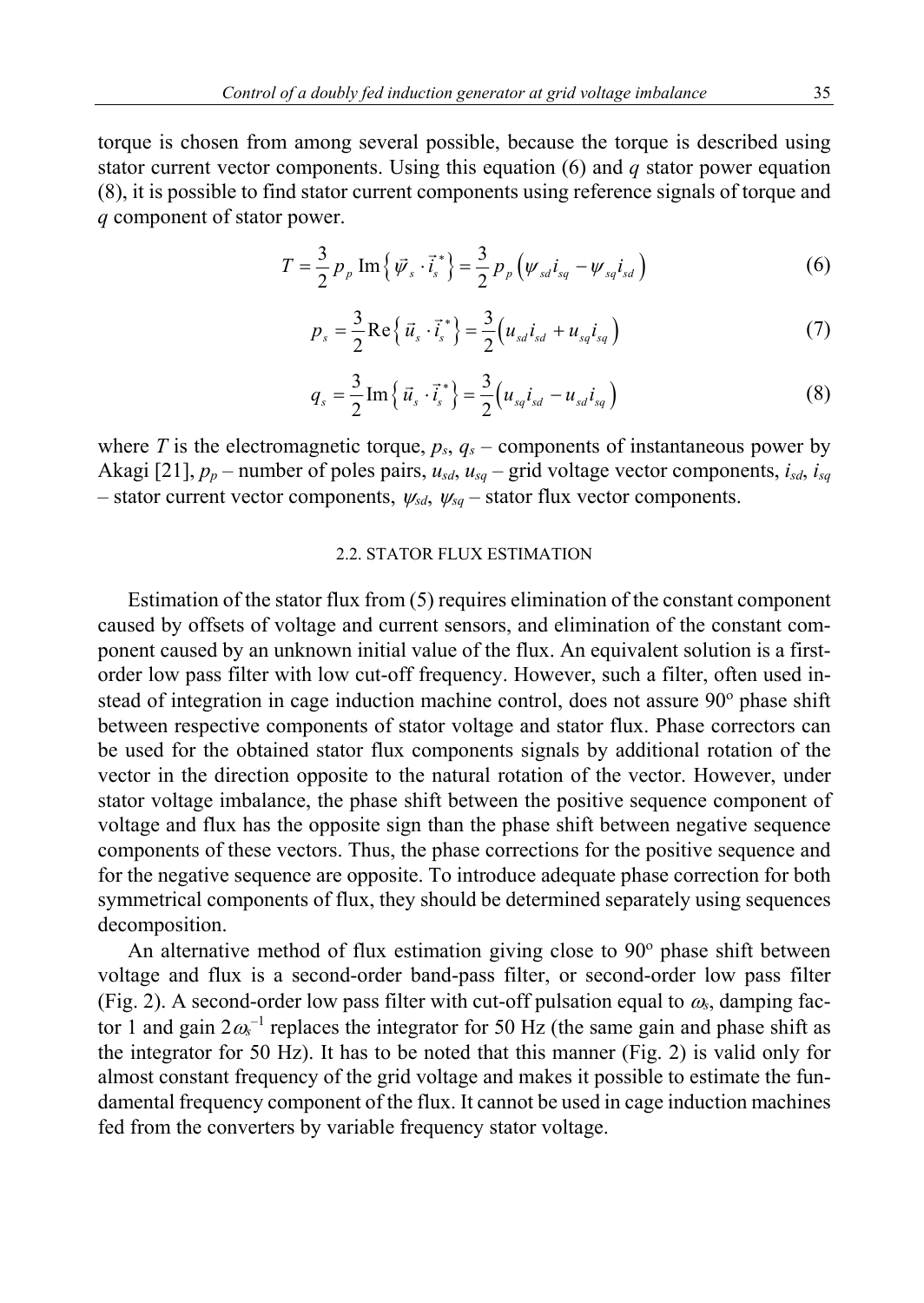torque is chosen from among several possible, because the torque is described using stator current vector components. Using this equation (6) and $q$ stator power equation (8), it is possible to find stator current components using reference signals of torque and $q$ component of stator power.

$$T = \frac{3}{2} p_p \operatorname{Im}\left\{ \vec{\psi}_s \cdot \vec{i}_s^{\,*} \right\} = \frac{3}{2} p_p \left( \psi_{sd} i_{sq} - \psi_{sq} i_{sd} \right) \tag{6}$$

$$p_s = \frac{3}{2} \operatorname{Re}\left\{ \vec{u}_s \cdot \vec{i}_s^{\,*} \right\} = \frac{3}{2} \left( u_{sd} i_{sd} + u_{sq} i_{sq} \right) \tag{7}$$

$$q_s = \frac{3}{2} \operatorname{Im}\left\{ \vec{u}_s \cdot \vec{i}_s^{\,*} \right\} = \frac{3}{2} \left( u_{sq} i_{sd} - u_{sd} i_{sq} \right) \tag{8}$$

where $T$ is the electromagnetic torque, $p_s$, $q_s$ – components of instantaneous power by Akagi [21], $p_p$ – number of poles pairs, $u_{sd}$, $u_{sq}$ – grid voltage vector components, $i_{sd}$, $i_{sq}$ – stator current vector components, $\psi_{sd}$, $\psi_{sq}$ – stator flux vector components.

### 2.2. STATOR FLUX ESTIMATION

Estimation of the stator flux from (5) requires elimination of the constant component caused by offsets of voltage and current sensors, and elimination of the constant component caused by an unknown initial value of the flux. An equivalent solution is a first-order low pass filter with low cut-off frequency. However, such a filter, often used instead of integration in cage induction machine control, does not assure 90° phase shift between respective components of stator voltage and stator flux. Phase correctors can be used for the obtained stator flux components signals by additional rotation of the vector in the direction opposite to the natural rotation of the vector. However, under stator voltage imbalance, the phase shift between the positive sequence component of voltage and flux has the opposite sign than the phase shift between negative sequence components of these vectors. Thus, the phase corrections for the positive sequence and for the negative sequence are opposite. To introduce adequate phase correction for both symmetrical components of flux, they should be determined separately using sequences decomposition.

An alternative method of flux estimation giving close to 90° phase shift between voltage and flux is a second-order band-pass filter, or second-order low pass filter (Fig. 2). A second-order low pass filter with cut-off pulsation equal to $\omega_s$, damping factor 1 and gain $2\omega_s^{-1}$ replaces the integrator for 50 Hz (the same gain and phase shift as the integrator for 50 Hz). It has to be noted that this manner (Fig. 2) is valid only for almost constant frequency of the grid voltage and makes it possible to estimate the fundamental frequency component of the flux. It cannot be used in cage induction machines fed from the converters by variable frequency stator voltage.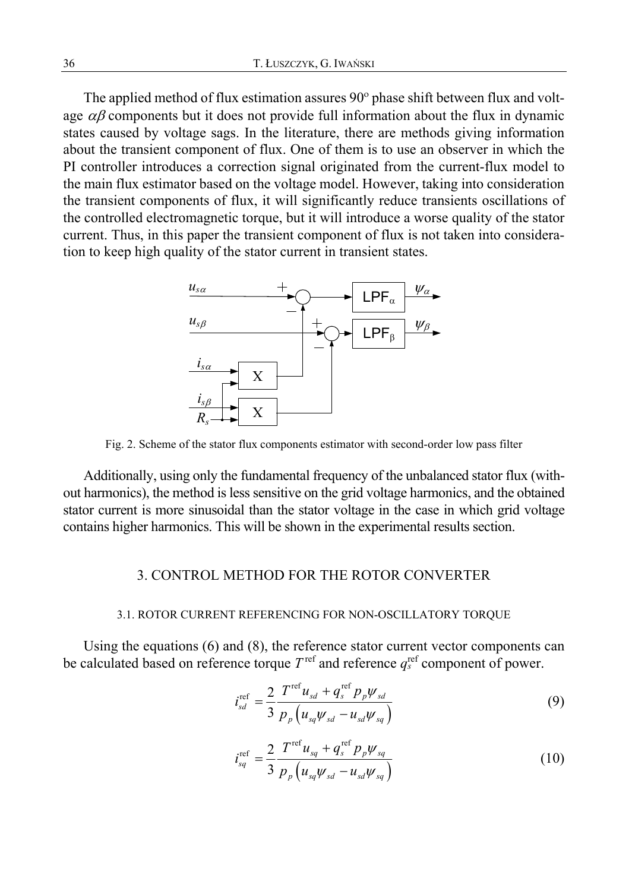The applied method of flux estimation assures 90° phase shift between flux and voltage $\alpha\beta$ components but it does not provide full information about the flux in dynamic states caused by voltage sags. In the literature, there are methods giving information about the transient component of flux. One of them is to use an observer in which the PI controller introduces a correction signal originated from the current-flux model to the main flux estimator based on the voltage model. However, taking into consideration the transient components of flux, it will significantly reduce transients oscillations of the controlled electromagnetic torque, but it will introduce a worse quality of the stator current. Thus, in this paper the transient component of flux is not taken into consideration to keep high quality of the stator current in transient states.

Fig. 2. Scheme of the stator flux components estimator with second-order low pass filter

Additionally, using only the fundamental frequency of the unbalanced stator flux (without harmonics), the method is less sensitive on the grid voltage harmonics, and the obtained stator current is more sinusoidal than the stator voltage in the case in which grid voltage contains higher harmonics. This will be shown in the experimental results section.

## 3. CONTROL METHOD FOR THE ROTOR CONVERTER

### 3.1. ROTOR CURRENT REFERENCING FOR NON-OSCILLATORY TORQUE

Using the equations (6) and (8), the reference stator current vector components can be calculated based on reference torque $T^{\mathrm{ref}}$ and reference $q_s^{\mathrm{ref}}$ component of power.

$$i_{sd}^{\mathrm{ref}} = \frac{2}{3}\frac{T^{\mathrm{ref}} u_{sd} + q_s^{\mathrm{ref}} p_p \psi_{sd}}{p_p \left( u_{sq}\psi_{sd} - u_{sd}\psi_{sq} \right)} \tag{9}$$

$$i_{sq}^{\mathrm{ref}} = \frac{2}{3}\frac{T^{\mathrm{ref}} u_{sq} + q_s^{\mathrm{ref}} p_p \psi_{sq}}{p_p \left( u_{sq}\psi_{sd} - u_{sd}\psi_{sq} \right)} \tag{10}$$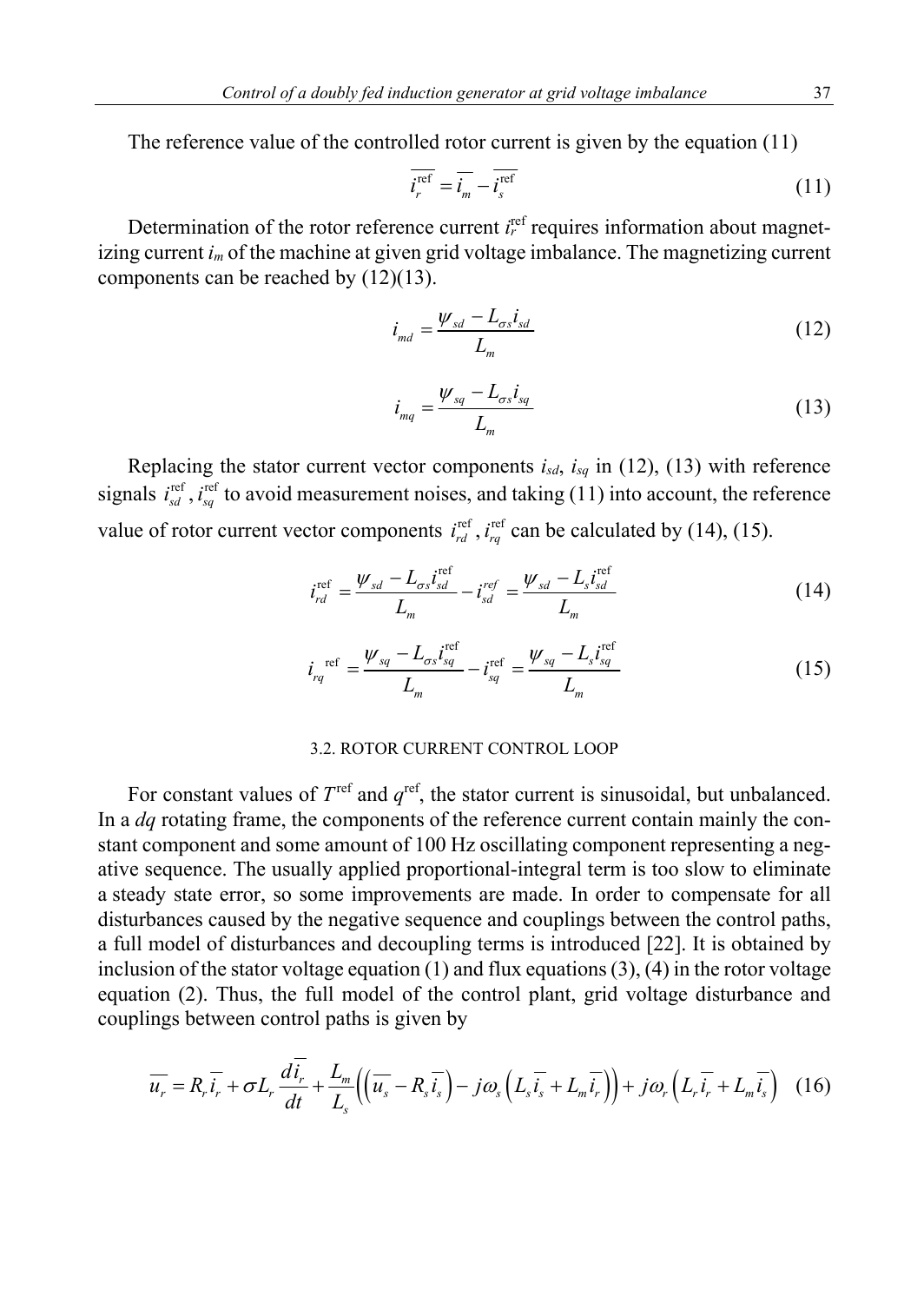The reference value of the controlled rotor current is given by the equation (11)

$$\overline{i_r^{\mathrm{ref}}} = \overline{i_m} - \overline{i_s^{\mathrm{ref}}} \tag{11}$$

Determination of the rotor reference current $i_r^{\mathrm{ref}}$ requires information about magnetizing current $i_m$ of the machine at given grid voltage imbalance. The magnetizing current components can be reached by (12)(13).

$$i_{md} = \frac{\psi_{sd} - L_{\sigma s} i_{sd}}{L_m} \tag{12}$$

$$i_{mq} = \frac{\psi_{sq} - L_{\sigma s} i_{sq}}{L_m} \tag{13}$$

Replacing the stator current vector components $i_{sd}$, $i_{sq}$ in (12), (13) with reference signals $i_{sd}^{\mathrm{ref}}$, $i_{sq}^{\mathrm{ref}}$ to avoid measurement noises, and taking (11) into account, the reference value of rotor current vector components $i_{rd}^{\mathrm{ref}}$, $i_{rq}^{\mathrm{ref}}$ can be calculated by (14), (15).

$$i_{rd}^{\mathrm{ref}} = \frac{\psi_{sd} - L_{\sigma s} i_{sd}^{\mathrm{ref}}}{L_m} - i_{sd}^{ref} = \frac{\psi_{sd} - L_s i_{sd}^{\mathrm{ref}}}{L_m} \tag{14}$$

$$i_{rq}^{\mathrm{ref}} = \frac{\psi_{sq} - L_{\sigma s} i_{sq}^{\mathrm{ref}}}{L_m} - i_{sq}^{\mathrm{ref}} = \frac{\psi_{sq} - L_s i_{sq}^{\mathrm{ref}}}{L_m} \tag{15}$$

### 3.2. ROTOR CURRENT CONTROL LOOP

For constant values of $T^{\mathrm{ref}}$ and $q^{\mathrm{ref}}$, the stator current is sinusoidal, but unbalanced. In a *dq* rotating frame, the components of the reference current contain mainly the constant component and some amount of 100 Hz oscillating component representing a negative sequence. The usually applied proportional-integral term is too slow to eliminate a steady state error, so some improvements are made. In order to compensate for all disturbances caused by the negative sequence and couplings between the control paths, a full model of disturbances and decoupling terms is introduced [22]. It is obtained by inclusion of the stator voltage equation (1) and flux equations (3), (4) in the rotor voltage equation (2). Thus, the full model of the control plant, grid voltage disturbance and couplings between control paths is given by

$$\overline{u_r} = R_r \overline{i_r} + \sigma L_r \frac{d\overline{i_r}}{dt} + \frac{L_m}{L_s}\left(\left(\overline{u_s} - R_s \overline{i_s}\right) - j\omega_s\left(L_s \overline{i_s} + L_m \overline{i_r}\right)\right) + j\omega_r\left(L_r \overline{i_r} + L_m \overline{i_s}\right) \tag{16}$$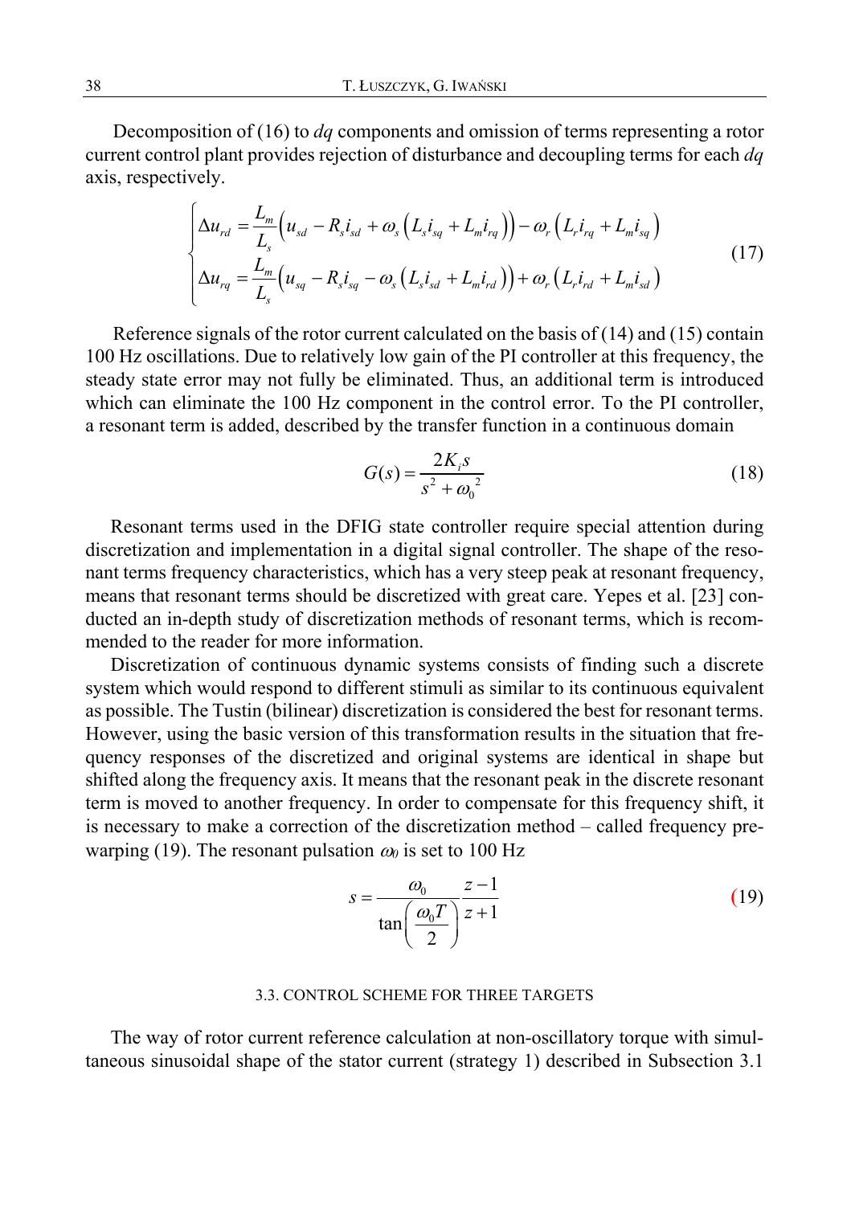Decomposition of (16) to *dq* components and omission of terms representing a rotor current control plant provides rejection of disturbance and decoupling terms for each *dq* axis, respectively.

$$
\begin{cases}
\Delta u_{rd} = \dfrac{L_m}{L_s}\left(u_{sd} - R_s i_{sd} + \omega_s\left(L_s i_{sq} + L_m i_{rq}\right)\right) - \omega_r\left(L_r i_{rq} + L_m i_{sq}\right) \\
\Delta u_{rq} = \dfrac{L_m}{L_s}\left(u_{sq} - R_s i_{sq} - \omega_s\left(L_s i_{sd} + L_m i_{rd}\right)\right) + \omega_r\left(L_r i_{rd} + L_m i_{sd}\right)
\end{cases}
\tag{17}
$$

Reference signals of the rotor current calculated on the basis of (14) and (15) contain 100 Hz oscillations. Due to relatively low gain of the PI controller at this frequency, the steady state error may not fully be eliminated. Thus, an additional term is introduced which can eliminate the 100 Hz component in the control error. To the PI controller, a resonant term is added, described by the transfer function in a continuous domain

$$
G(s) = \frac{2K_i s}{s^2 + \omega_0^{\,2}}
\tag{18}
$$

Resonant terms used in the DFIG state controller require special attention during discretization and implementation in a digital signal controller. The shape of the resonant terms frequency characteristics, which has a very steep peak at resonant frequency, means that resonant terms should be discretized with great care. Yepes et al. [23] conducted an in-depth study of discretization methods of resonant terms, which is recommended to the reader for more information.

Discretization of continuous dynamic systems consists of finding such a discrete system which would respond to different stimuli as similar to its continuous equivalent as possible. The Tustin (bilinear) discretization is considered the best for resonant terms. However, using the basic version of this transformation results in the situation that frequency responses of the discretized and original systems are identical in shape but shifted along the frequency axis. It means that the resonant peak in the discrete resonant term is moved to another frequency. In order to compensate for this frequency shift, it is necessary to make a correction of the discretization method – called frequency prewarping (19). The resonant pulsation $\omega_0$ is set to 100 Hz

$$
s = \frac{\omega_0}{\tan\left(\dfrac{\omega_0 T}{2}\right)} \frac{z-1}{z+1}
\tag{19}
$$

### 3.3. CONTROL SCHEME FOR THREE TARGETS

The way of rotor current reference calculation at non-oscillatory torque with simultaneous sinusoidal shape of the stator current (strategy 1) described in Subsection 3.1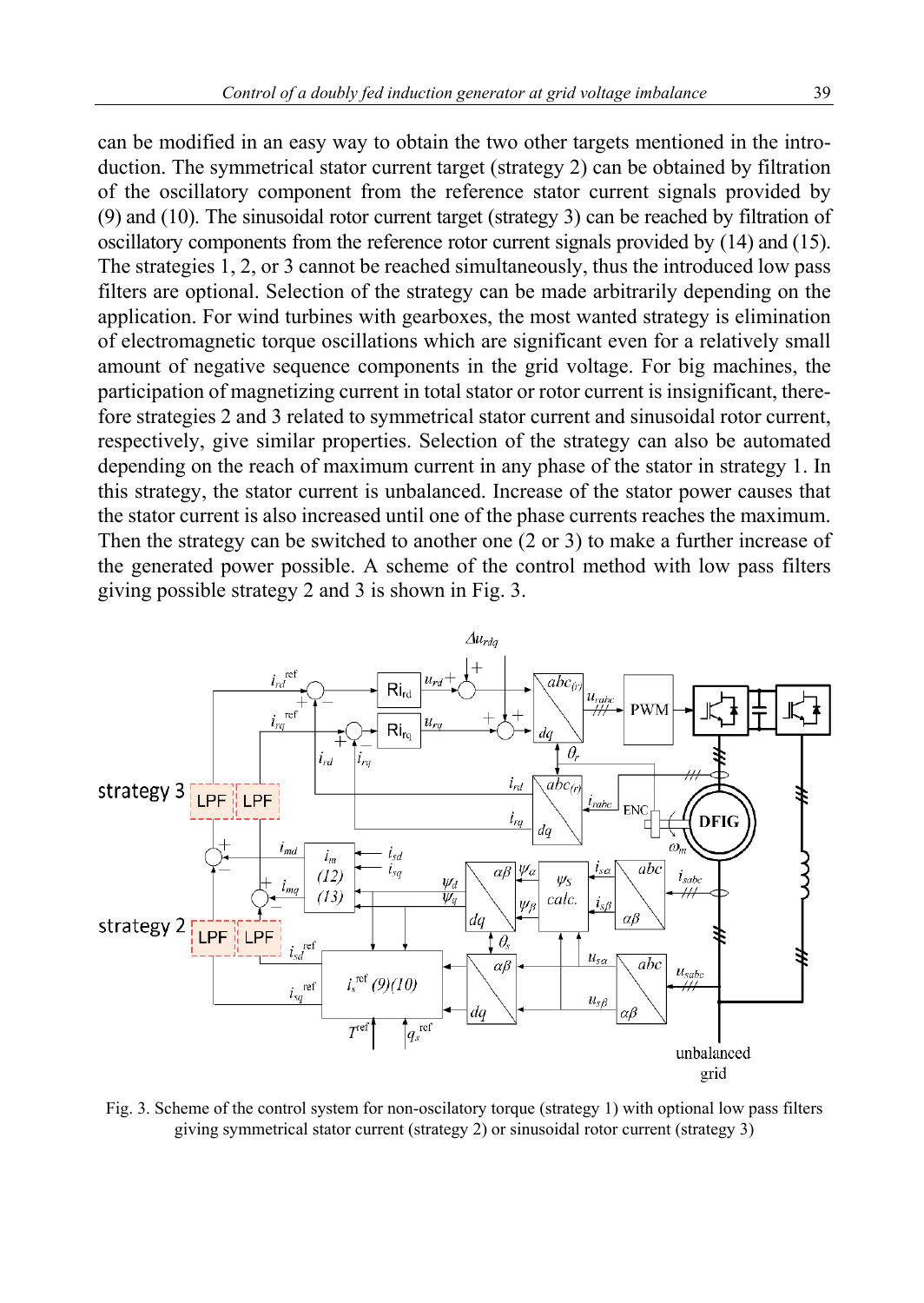can be modified in an easy way to obtain the two other targets mentioned in the introduction. The symmetrical stator current target (strategy 2) can be obtained by filtration of the oscillatory component from the reference stator current signals provided by (9) and (10). The sinusoidal rotor current target (strategy 3) can be reached by filtration of oscillatory components from the reference rotor current signals provided by (14) and (15). The strategies 1, 2, or 3 cannot be reached simultaneously, thus the introduced low pass filters are optional. Selection of the strategy can be made arbitrarily depending on the application. For wind turbines with gearboxes, the most wanted strategy is elimination of electromagnetic torque oscillations which are significant even for a relatively small amount of negative sequence components in the grid voltage. For big machines, the participation of magnetizing current in total stator or rotor current is insignificant, therefore strategies 2 and 3 related to symmetrical stator current and sinusoidal rotor current, respectively, give similar properties. Selection of the strategy can also be automated depending on the reach of maximum current in any phase of the stator in strategy 1. In this strategy, the stator current is unbalanced. Increase of the stator power causes that the stator current is also increased until one of the phase currents reaches the maximum. Then the strategy can be switched to another one (2 or 3) to make a further increase of the generated power possible. A scheme of the control method with low pass filters giving possible strategy 2 and 3 is shown in Fig. 3.

Fig. 3. Scheme of the control system for non-oscilatory torque (strategy 1) with optional low pass filters giving symmetrical stator current (strategy 2) or sinusoidal rotor current (strategy 3)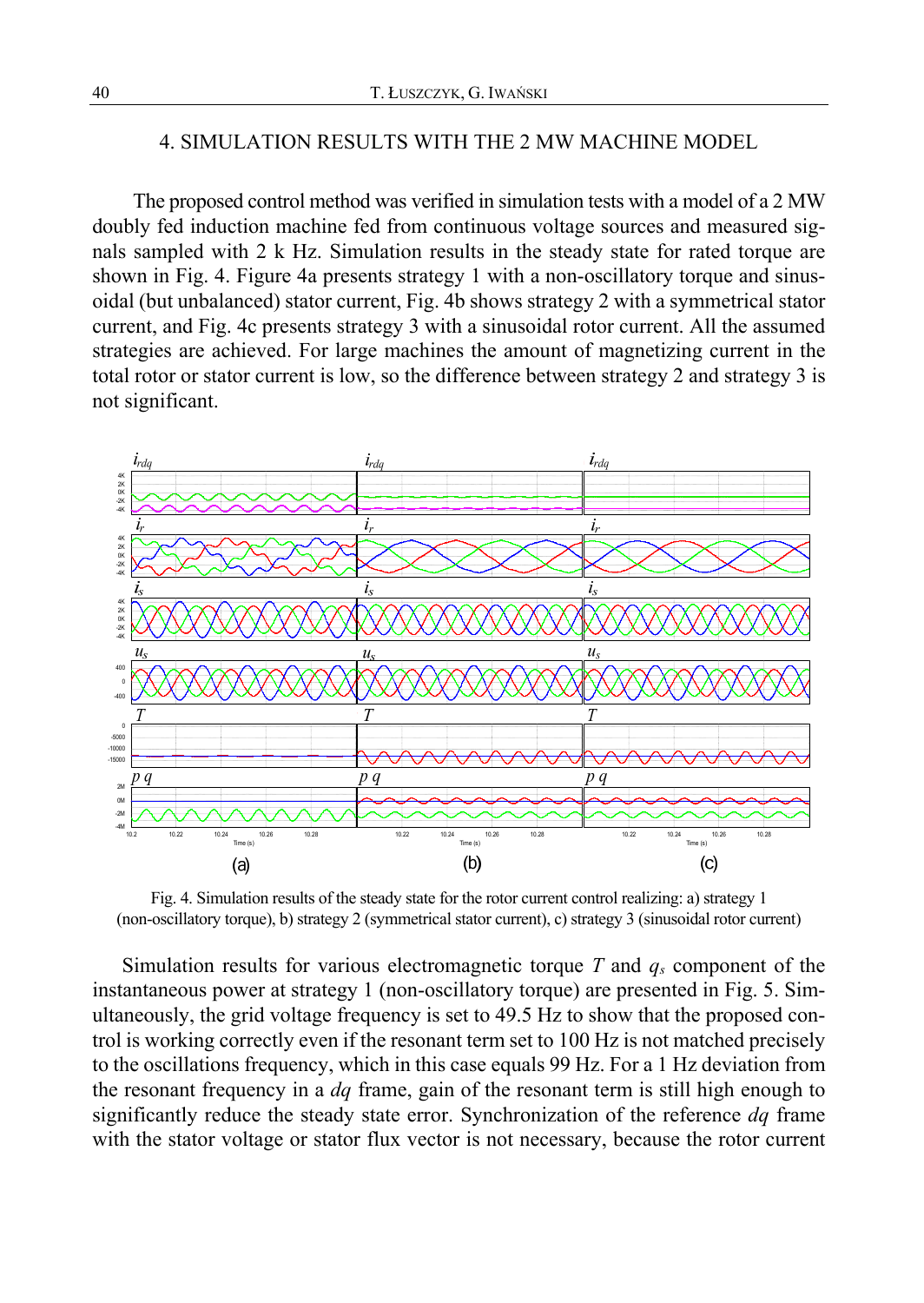## 4. SIMULATION RESULTS WITH THE 2 MW MACHINE MODEL

The proposed control method was verified in simulation tests with a model of a 2 MW doubly fed induction machine fed from continuous voltage sources and measured signals sampled with 2 k Hz. Simulation results in the steady state for rated torque are shown in Fig. 4. Figure 4a presents strategy 1 with a non-oscillatory torque and sinusoidal (but unbalanced) stator current, Fig. 4b shows strategy 2 with a symmetrical stator current, and Fig. 4c presents strategy 3 with a sinusoidal rotor current. All the assumed strategies are achieved. For large machines the amount of magnetizing current in the total rotor or stator current is low, so the difference between strategy 2 and strategy 3 is not significant.

Fig. 4. Simulation results of the steady state for the rotor current control realizing: a) strategy 1 (non-oscillatory torque), b) strategy 2 (symmetrical stator current), c) strategy 3 (sinusoidal rotor current)

Simulation results for various electromagnetic torque $T$ and $q_s$ component of the instantaneous power at strategy 1 (non-oscillatory torque) are presented in Fig. 5. Simultaneously, the grid voltage frequency is set to 49.5 Hz to show that the proposed control is working correctly even if the resonant term set to 100 Hz is not matched precisely to the oscillations frequency, which in this case equals 99 Hz. For a 1 Hz deviation from the resonant frequency in a $dq$ frame, gain of the resonant term is still high enough to significantly reduce the steady state error. Synchronization of the reference $dq$ frame with the stator voltage or stator flux vector is not necessary, because the rotor current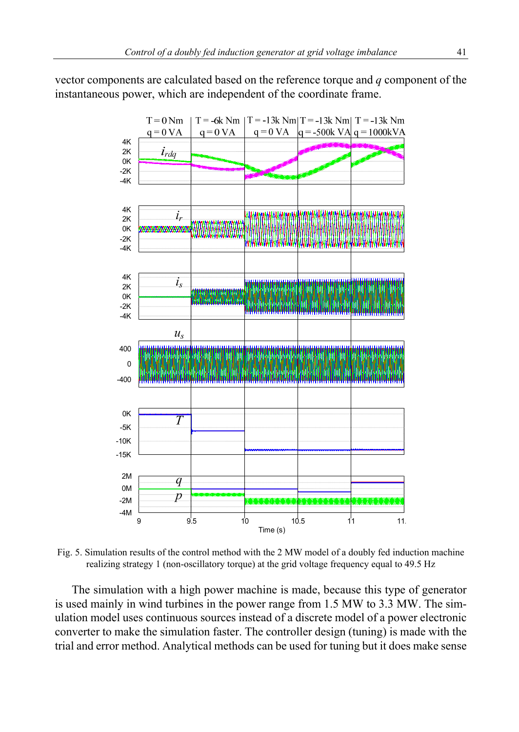vector components are calculated based on the reference torque and $q$ component of the instantaneous power, which are independent of the coordinate frame.

Fig. 5. Simulation results of the control method with the 2 MW model of a doubly fed induction machine realizing strategy 1 (non-oscillatory torque) at the grid voltage frequency equal to 49.5 Hz

The simulation with a high power machine is made, because this type of generator is used mainly in wind turbines in the power range from 1.5 MW to 3.3 MW. The simulation model uses continuous sources instead of a discrete model of a power electronic converter to make the simulation faster. The controller design (tuning) is made with the trial and error method. Analytical methods can be used for tuning but it does make sense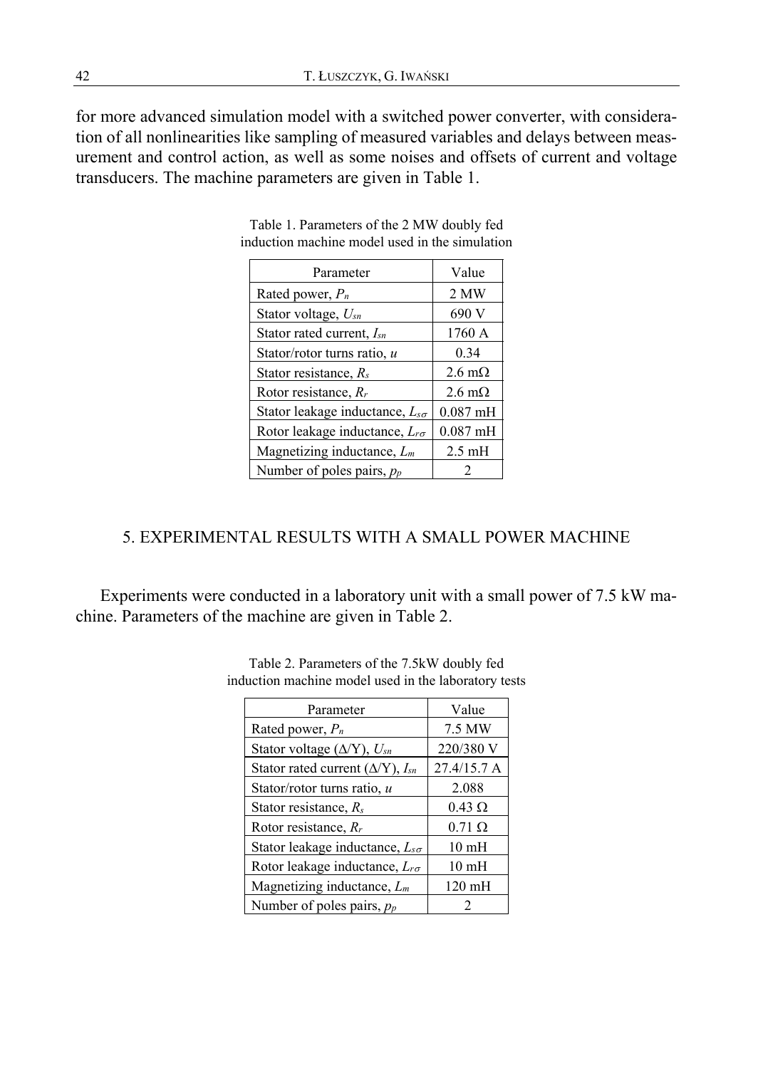for more advanced simulation model with a switched power converter, with consideration of all nonlinearities like sampling of measured variables and delays between measurement and control action, as well as some noises and offsets of current and voltage transducers. The machine parameters are given in Table 1.

Table 1. Parameters of the 2 MW doubly fed induction machine model used in the simulation

| Parameter | Value |
|---|---|
| Rated power, $P_n$ | 2 MW |
| Stator voltage, $U_{sn}$ | 690 V |
| Stator rated current, $I_{sn}$ | 1760 A |
| Stator/rotor turns ratio, $u$ | 0.34 |
| Stator resistance, $R_s$ | 2.6 mΩ |
| Rotor resistance, $R_r$ | 2.6 mΩ |
| Stator leakage inductance, $L_{s\sigma}$ | 0.087 mH |
| Rotor leakage inductance, $L_{r\sigma}$ | 0.087 mH |
| Magnetizing inductance, $L_m$ | 2.5 mH |
| Number of poles pairs, $p_p$ | 2 |

## 5. EXPERIMENTAL RESULTS WITH A SMALL POWER MACHINE

Experiments were conducted in a laboratory unit with a small power of 7.5 kW machine. Parameters of the machine are given in Table 2.

Table 2. Parameters of the 7.5kW doubly fed induction machine model used in the laboratory tests

| Parameter | Value |
|---|---|
| Rated power, $P_n$ | 7.5 MW |
| Stator voltage (Δ/Y), $U_{sn}$ | 220/380 V |
| Stator rated current (Δ/Y), $I_{sn}$ | 27.4/15.7 A |
| Stator/rotor turns ratio, $u$ | 2.088 |
| Stator resistance, $R_s$ | 0.43 Ω |
| Rotor resistance, $R_r$ | 0.71 Ω |
| Stator leakage inductance, $L_{s\sigma}$ | 10 mH |
| Rotor leakage inductance, $L_{r\sigma}$ | 10 mH |
| Magnetizing inductance, $L_m$ | 120 mH |
| Number of poles pairs, $p_p$ | 2 |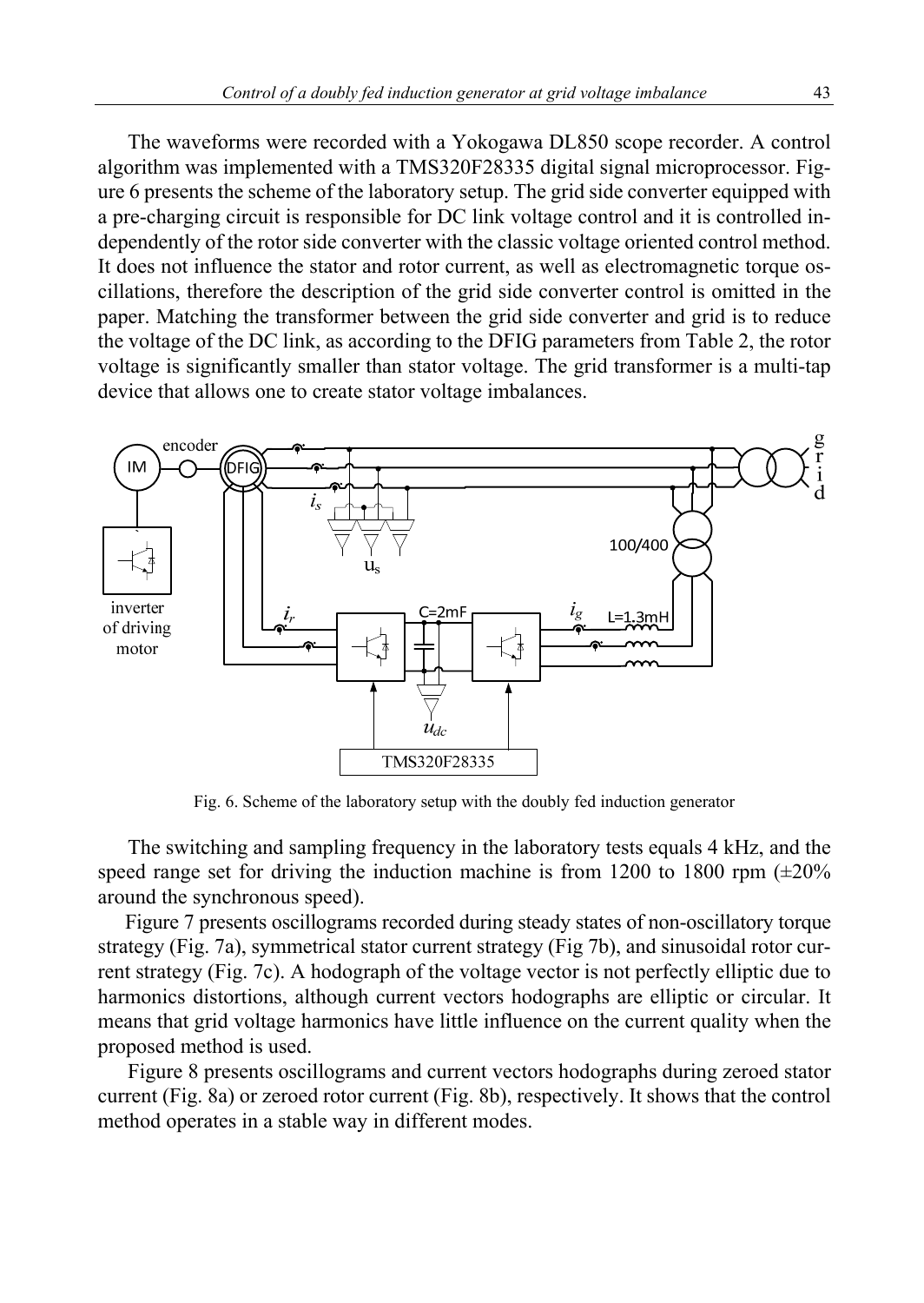The waveforms were recorded with a Yokogawa DL850 scope recorder. A control algorithm was implemented with a TMS320F28335 digital signal microprocessor. Figure 6 presents the scheme of the laboratory setup. The grid side converter equipped with a pre-charging circuit is responsible for DC link voltage control and it is controlled independently of the rotor side converter with the classic voltage oriented control method. It does not influence the stator and rotor current, as well as electromagnetic torque oscillations, therefore the description of the grid side converter control is omitted in the paper. Matching the transformer between the grid side converter and grid is to reduce the voltage of the DC link, as according to the DFIG parameters from Table 2, the rotor voltage is significantly smaller than stator voltage. The grid transformer is a multi-tap device that allows one to create stator voltage imbalances.

Fig. 6. Scheme of the laboratory setup with the doubly fed induction generator

The switching and sampling frequency in the laboratory tests equals 4 kHz, and the speed range set for driving the induction machine is from 1200 to 1800 rpm (±20% around the synchronous speed).

Figure 7 presents oscillograms recorded during steady states of non-oscillatory torque strategy (Fig. 7a), symmetrical stator current strategy (Fig 7b), and sinusoidal rotor current strategy (Fig. 7c). A hodograph of the voltage vector is not perfectly elliptic due to harmonics distortions, although current vectors hodographs are elliptic or circular. It means that grid voltage harmonics have little influence on the current quality when the proposed method is used.

Figure 8 presents oscillograms and current vectors hodographs during zeroed stator current (Fig. 8a) or zeroed rotor current (Fig. 8b), respectively. It shows that the control method operates in a stable way in different modes.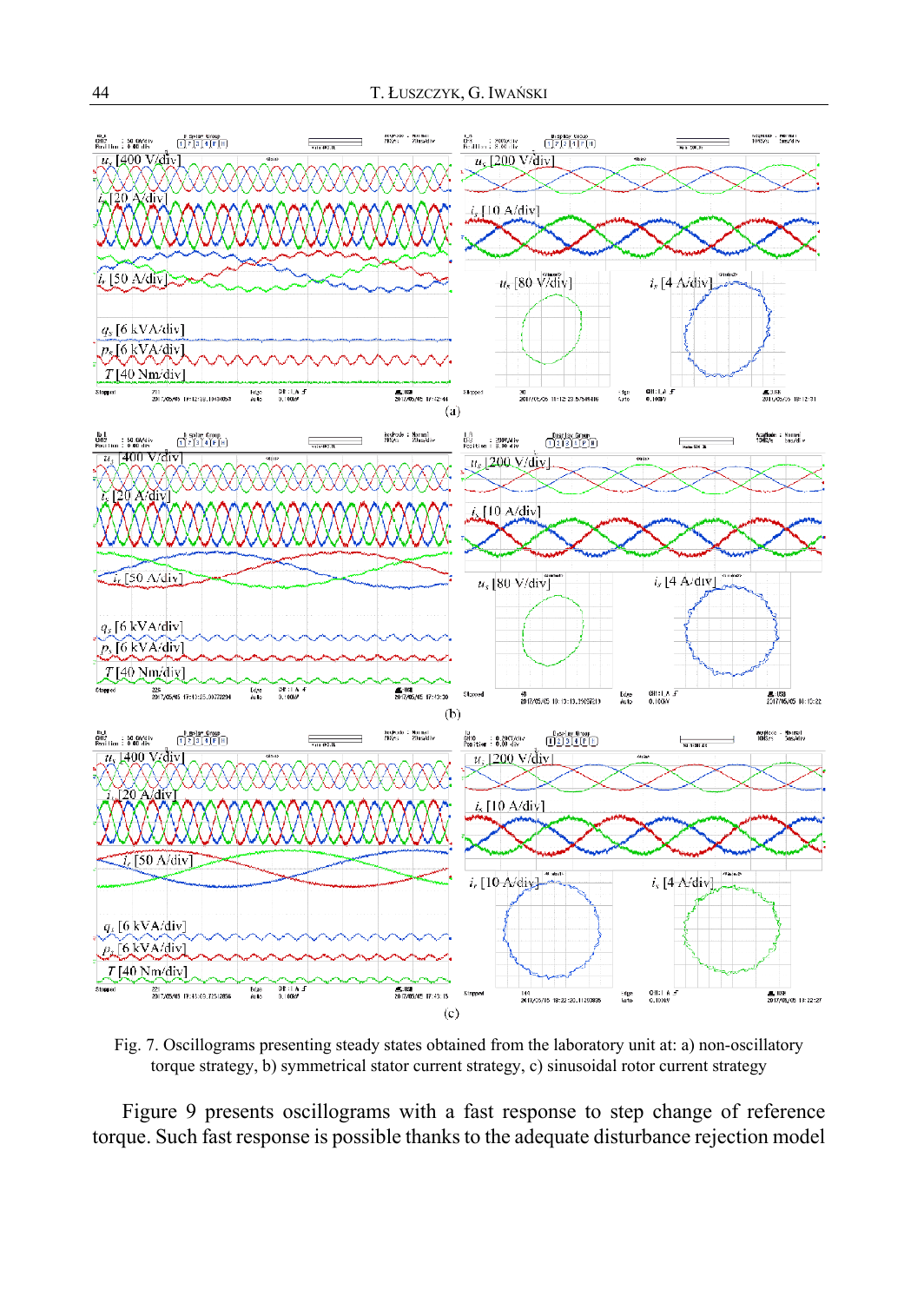Fig. 7. Oscillograms presenting steady states obtained from the laboratory unit at: a) non-oscillatory torque strategy, b) symmetrical stator current strategy, c) sinusoidal rotor current strategy

Figure 9 presents oscillograms with a fast response to step change of reference torque. Such fast response is possible thanks to the adequate disturbance rejection model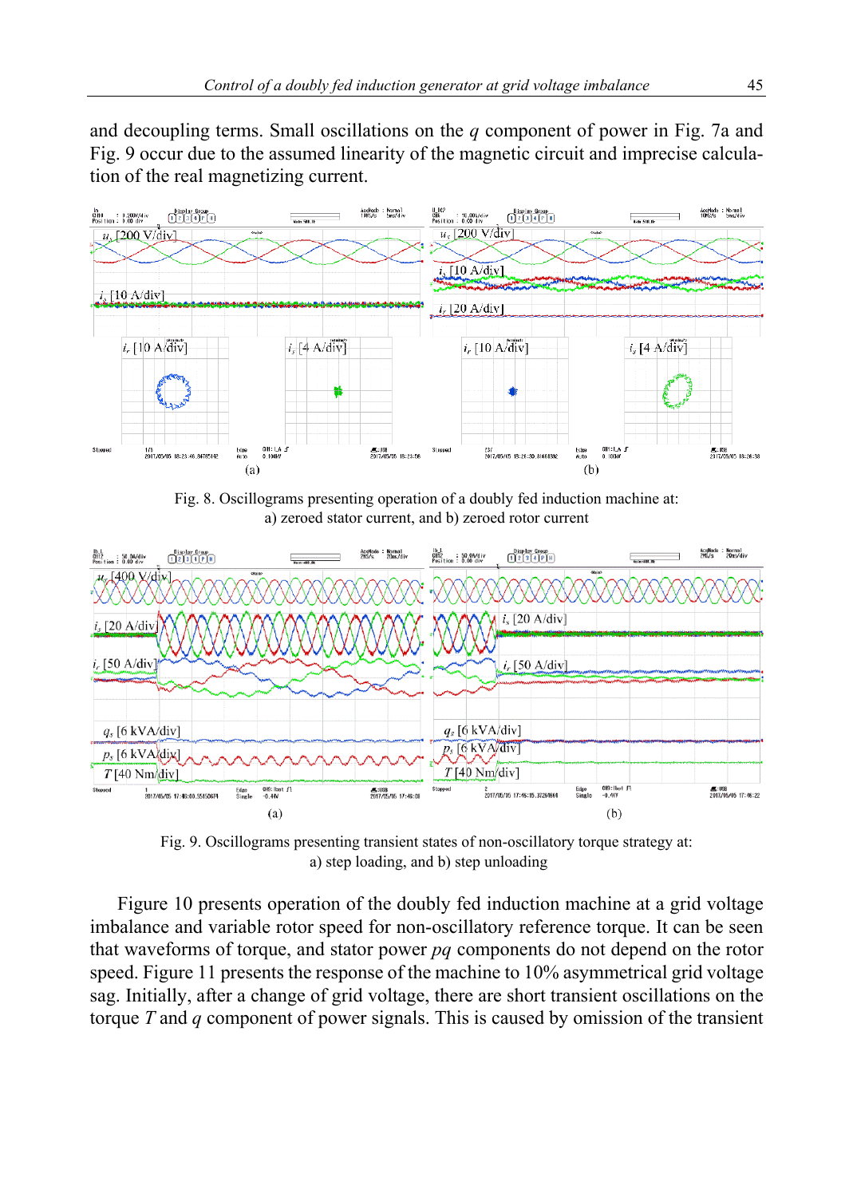and decoupling terms. Small oscillations on the $q$ component of power in Fig. 7a and Fig. 9 occur due to the assumed linearity of the magnetic circuit and imprecise calculation of the real magnetizing current.

Fig. 8. Oscillograms presenting operation of a doubly fed induction machine at: a) zeroed stator current, and b) zeroed rotor current

Fig. 9. Oscillograms presenting transient states of non-oscillatory torque strategy at: a) step loading, and b) step unloading

Figure 10 presents operation of the doubly fed induction machine at a grid voltage imbalance and variable rotor speed for non-oscillatory reference torque. It can be seen that waveforms of torque, and stator power $pq$ components do not depend on the rotor speed. Figure 11 presents the response of the machine to 10% asymmetrical grid voltage sag. Initially, after a change of grid voltage, there are short transient oscillations on the torque $T$ and $q$ component of power signals. This is caused by omission of the transient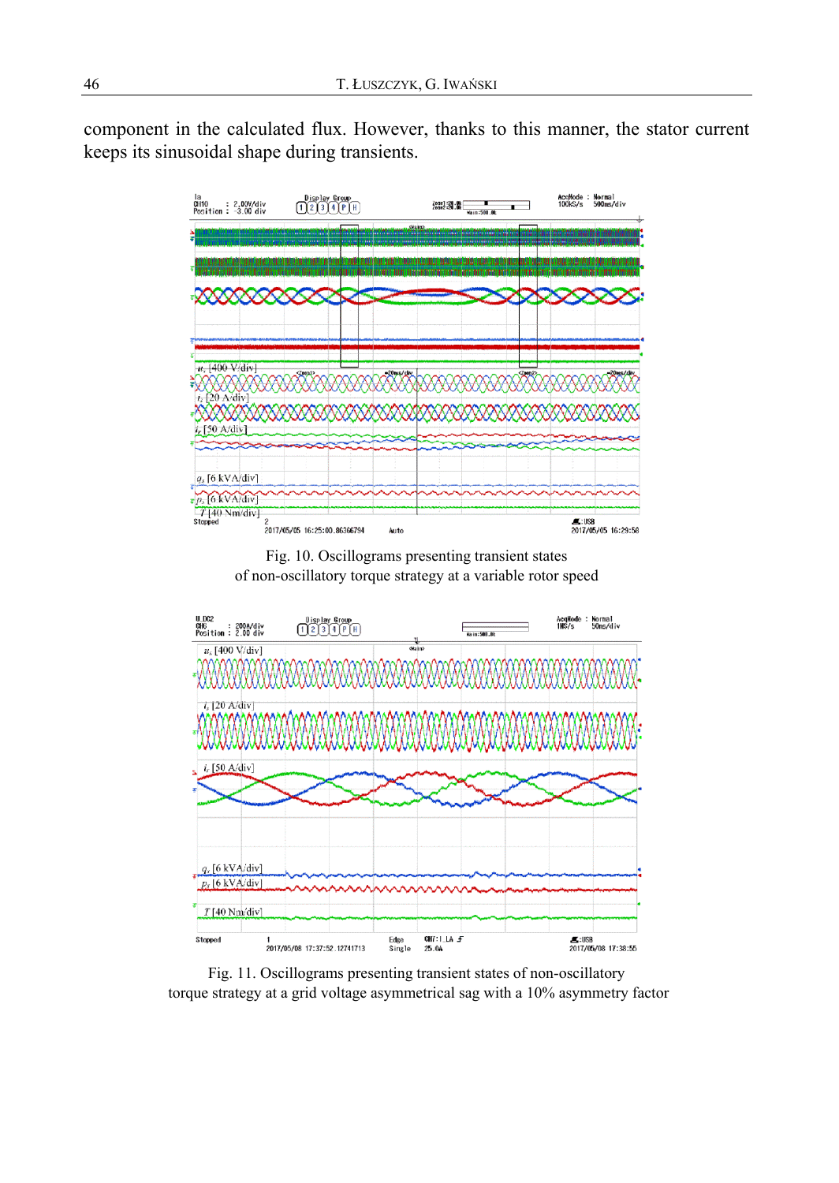component in the calculated flux. However, thanks to this manner, the stator current keeps its sinusoidal shape during transients.

Fig. 10. Oscillograms presenting transient states of non-oscillatory torque strategy at a variable rotor speed

Fig. 11. Oscillograms presenting transient states of non-oscillatory torque strategy at a grid voltage asymmetrical sag with a 10% asymmetry factor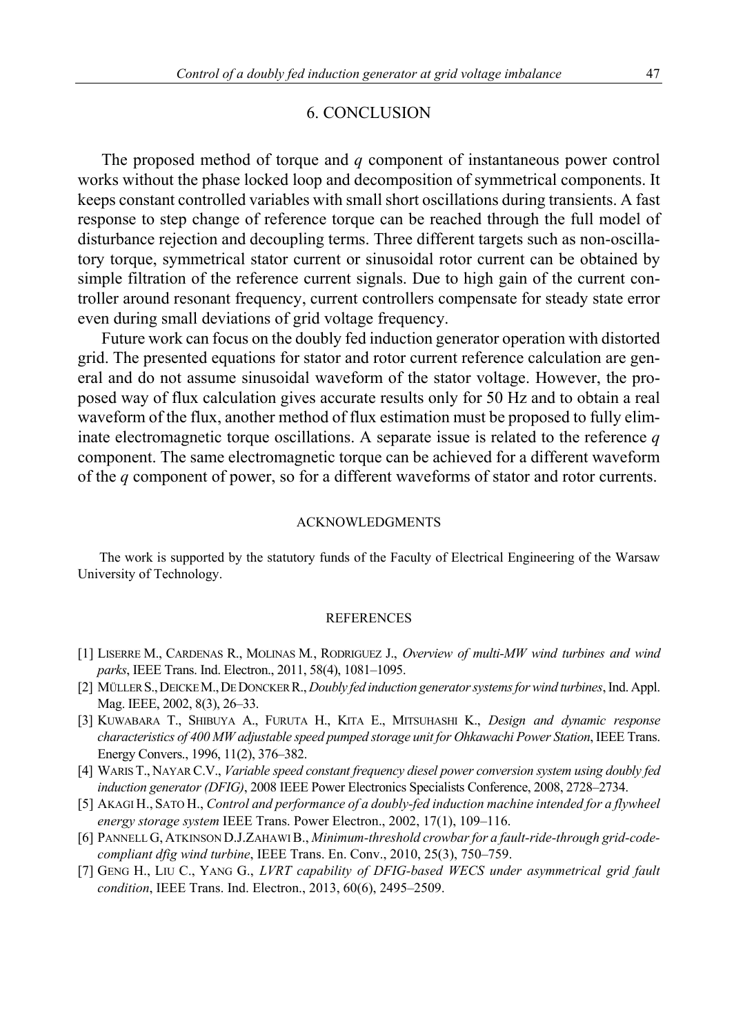## 6. CONCLUSION

The proposed method of torque and $q$ component of instantaneous power control works without the phase locked loop and decomposition of symmetrical components. It keeps constant controlled variables with small short oscillations during transients. A fast response to step change of reference torque can be reached through the full model of disturbance rejection and decoupling terms. Three different targets such as non-oscillatory torque, symmetrical stator current or sinusoidal rotor current can be obtained by simple filtration of the reference current signals. Due to high gain of the current controller around resonant frequency, current controllers compensate for steady state error even during small deviations of grid voltage frequency.

Future work can focus on the doubly fed induction generator operation with distorted grid. The presented equations for stator and rotor current reference calculation are general and do not assume sinusoidal waveform of the stator voltage. However, the proposed way of flux calculation gives accurate results only for 50 Hz and to obtain a real waveform of the flux, another method of flux estimation must be proposed to fully eliminate electromagnetic torque oscillations. A separate issue is related to the reference $q$ component. The same electromagnetic torque can be achieved for a different waveform of the $q$ component of power, so for a different waveforms of stator and rotor currents.

### ACKNOWLEDGMENTS

The work is supported by the statutory funds of the Faculty of Electrical Engineering of the Warsaw University of Technology.

### REFERENCES

[1] LISERRE M., CARDENAS R., MOLINAS M., RODRIGUEZ J., *Overview of multi-MW wind turbines and wind parks*, IEEE Trans. Ind. Electron., 2011, 58(4), 1081–1095.

[2] MÜLLER S., DEICKE M., DE DONCKER R., *Doubly fed induction generator systems for wind turbines*, Ind. Appl. Mag. IEEE, 2002, 8(3), 26–33.

[3] KUWABARA T., SHIBUYA A., FURUTA H., KITA E., MITSUHASHI K., *Design and dynamic response characteristics of 400 MW adjustable speed pumped storage unit for Ohkawachi Power Station*, IEEE Trans. Energy Convers., 1996, 11(2), 376–382.

[4] WARIS T., NAYAR C.V., *Variable speed constant frequency diesel power conversion system using doubly fed induction generator (DFIG)*, 2008 IEEE Power Electronics Specialists Conference, 2008, 2728–2734.

[5] AKAGI H., SATO H., *Control and performance of a doubly-fed induction machine intended for a flywheel energy storage system* IEEE Trans. Power Electron., 2002, 17(1), 109–116.

[6] PANNELL G, ATKINSON D.J.ZAHAWI B., *Minimum-threshold crowbar for a fault-ride-through grid-code-compliant dfig wind turbine*, IEEE Trans. En. Conv., 2010, 25(3), 750–759.

[7] GENG H., LIU C., YANG G., *LVRT capability of DFIG-based WECS under asymmetrical grid fault condition*, IEEE Trans. Ind. Electron., 2013, 60(6), 2495–2509.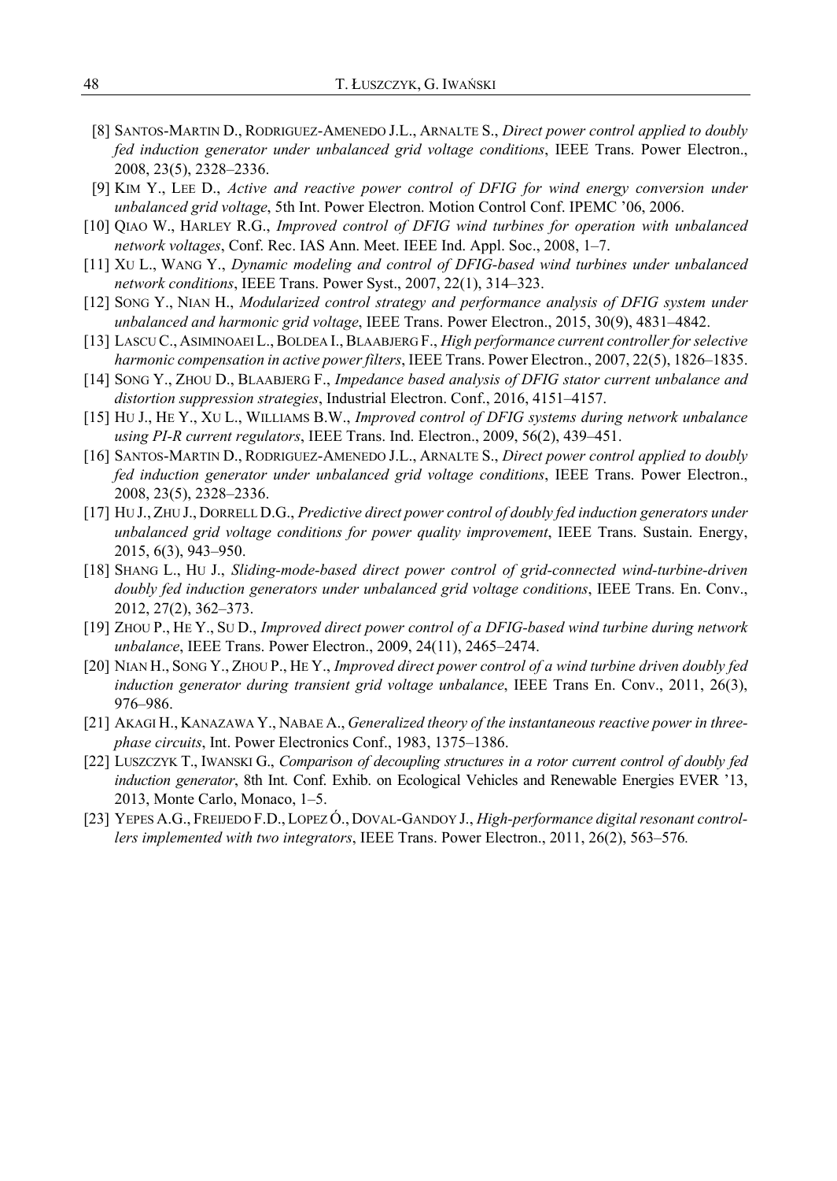[8] SANTOS-MARTIN D., RODRIGUEZ-AMENEDO J.L., ARNALTE S., *Direct power control applied to doubly fed induction generator under unbalanced grid voltage conditions*, IEEE Trans. Power Electron., 2008, 23(5), 2328–2336.

[9] KIM Y., LEE D., *Active and reactive power control of DFIG for wind energy conversion under unbalanced grid voltage*, 5th Int. Power Electron. Motion Control Conf. IPEMC '06, 2006.

[10] QIAO W., HARLEY R.G., *Improved control of DFIG wind turbines for operation with unbalanced network voltages*, Conf. Rec. IAS Ann. Meet. IEEE Ind. Appl. Soc., 2008, 1–7.

[11] XU L., WANG Y., *Dynamic modeling and control of DFIG-based wind turbines under unbalanced network conditions*, IEEE Trans. Power Syst., 2007, 22(1), 314–323.

[12] SONG Y., NIAN H., *Modularized control strategy and performance analysis of DFIG system under unbalanced and harmonic grid voltage*, IEEE Trans. Power Electron., 2015, 30(9), 4831–4842.

[13] LASCU C., ASIMINOAEI L., BOLDEA I., BLAABJERG F., *High performance current controller for selective harmonic compensation in active power filters*, IEEE Trans. Power Electron., 2007, 22(5), 1826–1835.

[14] SONG Y., ZHOU D., BLAABJERG F., *Impedance based analysis of DFIG stator current unbalance and distortion suppression strategies*, Industrial Electron. Conf., 2016, 4151–4157.

[15] HU J., HE Y., XU L., WILLIAMS B.W., *Improved control of DFIG systems during network unbalance using PI-R current regulators*, IEEE Trans. Ind. Electron., 2009, 56(2), 439–451.

[16] SANTOS-MARTIN D., RODRIGUEZ-AMENEDO J.L., ARNALTE S., *Direct power control applied to doubly fed induction generator under unbalanced grid voltage conditions*, IEEE Trans. Power Electron., 2008, 23(5), 2328–2336.

[17] HU J., ZHU J., DORRELL D.G., *Predictive direct power control of doubly fed induction generators under unbalanced grid voltage conditions for power quality improvement*, IEEE Trans. Sustain. Energy, 2015, 6(3), 943–950.

[18] SHANG L., HU J., *Sliding-mode-based direct power control of grid-connected wind-turbine-driven doubly fed induction generators under unbalanced grid voltage conditions*, IEEE Trans. En. Conv., 2012, 27(2), 362–373.

[19] ZHOU P., HE Y., SU D., *Improved direct power control of a DFIG-based wind turbine during network unbalance*, IEEE Trans. Power Electron., 2009, 24(11), 2465–2474.

[20] NIAN H., SONG Y., ZHOU P., HE Y., *Improved direct power control of a wind turbine driven doubly fed induction generator during transient grid voltage unbalance*, IEEE Trans En. Conv., 2011, 26(3), 976–986.

[21] AKAGI H., KANAZAWA Y., NABAE A., *Generalized theory of the instantaneous reactive power in three-phase circuits*, Int. Power Electronics Conf., 1983, 1375–1386.

[22] LUSZCZYK T., IWANSKI G., *Comparison of decoupling structures in a rotor current control of doubly fed induction generator*, 8th Int. Conf. Exhib. on Ecological Vehicles and Renewable Energies EVER '13, 2013, Monte Carlo, Monaco, 1–5.

[23] YEPES A.G., FREIJEDO F.D., LOPEZ Ó., DOVAL-GANDOY J., *High-performance digital resonant controllers implemented with two integrators*, IEEE Trans. Power Electron., 2011, 26(2), 563–576.